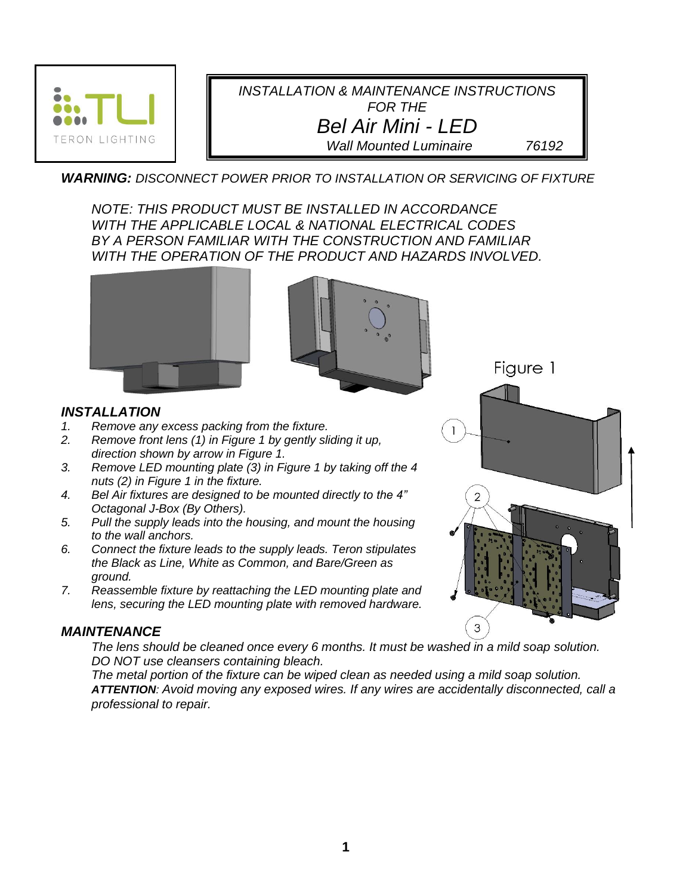TERON LIGHTING

*INSTALLATION & MAINTENANCE INSTRUCTIONS*
*FOR THE*
# *Bel Air Mini - LED*
*Wall Mounted Luminaire* *76192*

***WARNING:*** *DISCONNECT POWER PRIOR TO INSTALLATION OR SERVICING OF FIXTURE*

*NOTE: THIS PRODUCT MUST BE INSTALLED IN ACCORDANCE WITH THE APPLICABLE LOCAL & NATIONAL ELECTRICAL CODES BY A PERSON FAMILIAR WITH THE CONSTRUCTION AND FAMILIAR WITH THE OPERATION OF THE PRODUCT AND HAZARDS INVOLVED.*

Figure 1

## *INSTALLATION*

1. *Remove any excess packing from the fixture.*
2. *Remove front lens (1) in Figure 1 by gently sliding it up, direction shown by arrow in Figure 1.*
3. *Remove LED mounting plate (3) in Figure 1 by taking off the 4 nuts (2) in Figure 1 in the fixture.*
4. *Bel Air fixtures are designed to be mounted directly to the 4" Octagonal J-Box (By Others).*
5. *Pull the supply leads into the housing, and mount the housing to the wall anchors.*
6. *Connect the fixture leads to the supply leads. Teron stipulates the Black as Line, White as Common, and Bare/Green as ground.*
7. *Reassemble fixture by reattaching the LED mounting plate and lens, securing the LED mounting plate with removed hardware.*

## *MAINTENANCE*

*The lens should be cleaned once every 6 months. It must be washed in a mild soap solution. DO NOT use cleansers containing bleach.*

*The metal portion of the fixture can be wiped clean as needed using a mild soap solution.*

***ATTENTION****: Avoid moving any exposed wires. If any wires are accidentally disconnected, call a professional to repair.*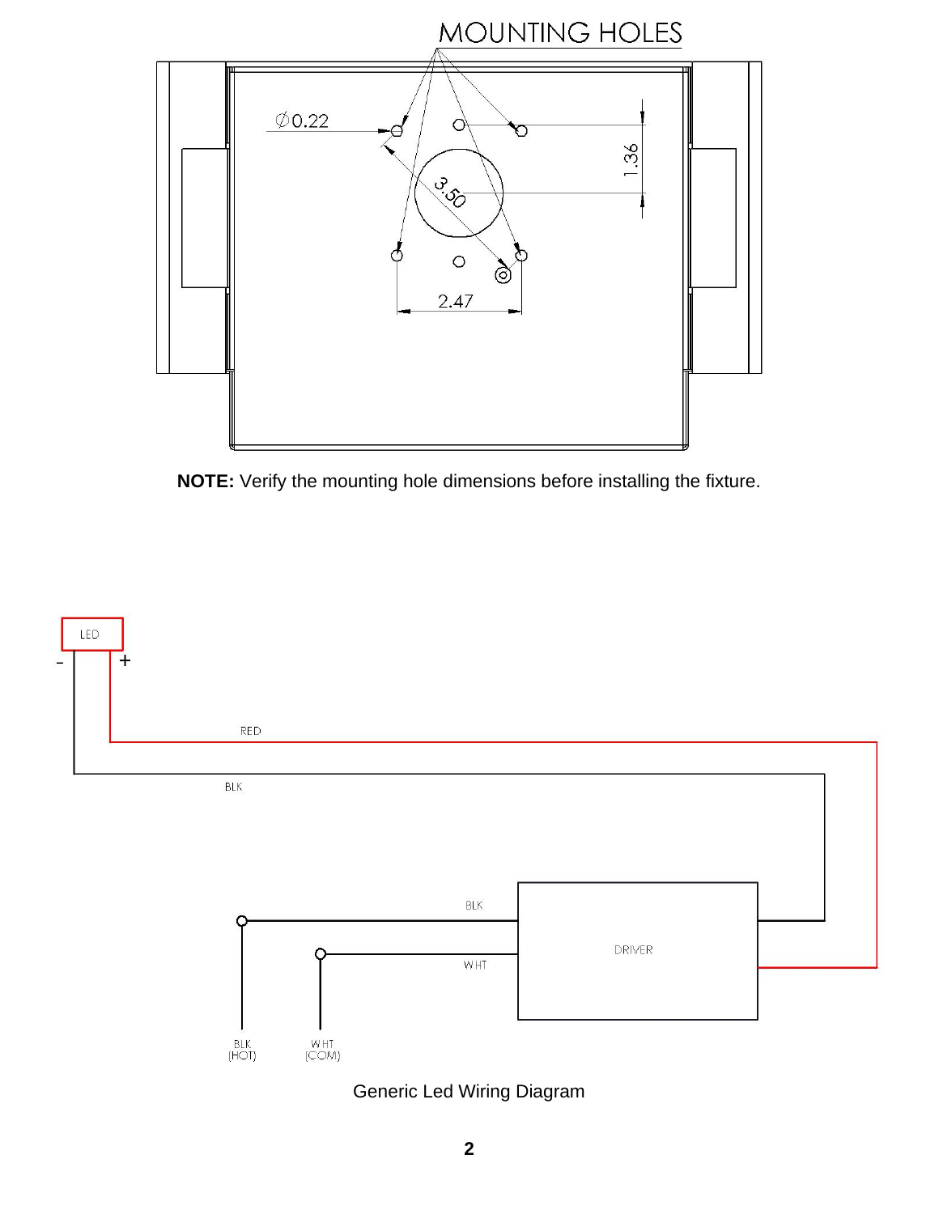MOUNTING HOLES

∅0.22

3.50

1.36

2.47

**NOTE:** Verify the mounting hole dimensions before installing the fixture.

LED

\-

\+

RED

BLK

BLK

WHT

DRIVER

BLK (HOT)

WHT (COM)

Generic Led Wiring Diagram